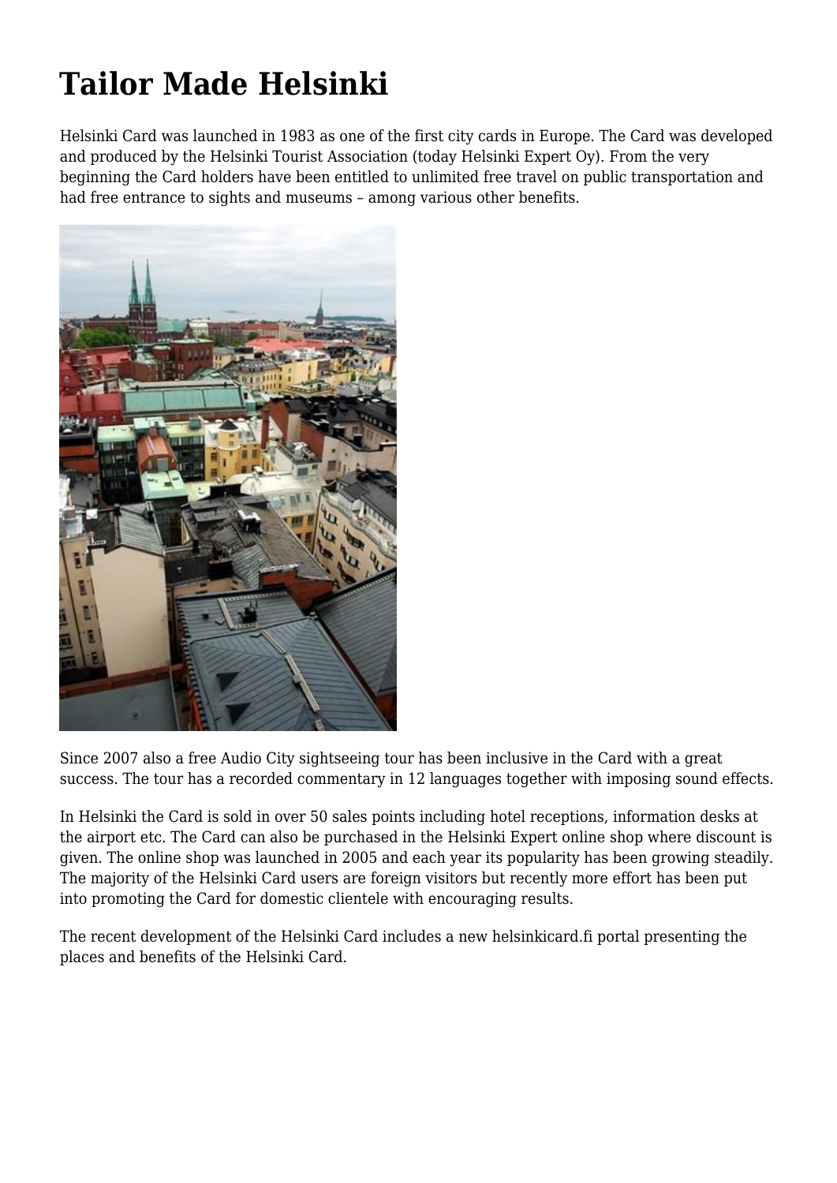# Tailor Made Helsinki

Helsinki Card was launched in 1983 as one of the first city cards in Europe. The Card was developed and produced by the Helsinki Tourist Association (today Helsinki Expert Oy). From the very beginning the Card holders have been entitled to unlimited free travel on public transportation and had free entrance to sights and museums – among various other benefits.

Since 2007 also a free Audio City sightseeing tour has been inclusive in the Card with a great success. The tour has a recorded commentary in 12 languages together with imposing sound effects.

In Helsinki the Card is sold in over 50 sales points including hotel receptions, information desks at the airport etc. The Card can also be purchased in the Helsinki Expert online shop where discount is given. The online shop was launched in 2005 and each year its popularity has been growing steadily. The majority of the Helsinki Card users are foreign visitors but recently more effort has been put into promoting the Card for domestic clientele with encouraging results.

The recent development of the Helsinki Card includes a new helsinkicard.fi portal presenting the places and benefits of the Helsinki Card.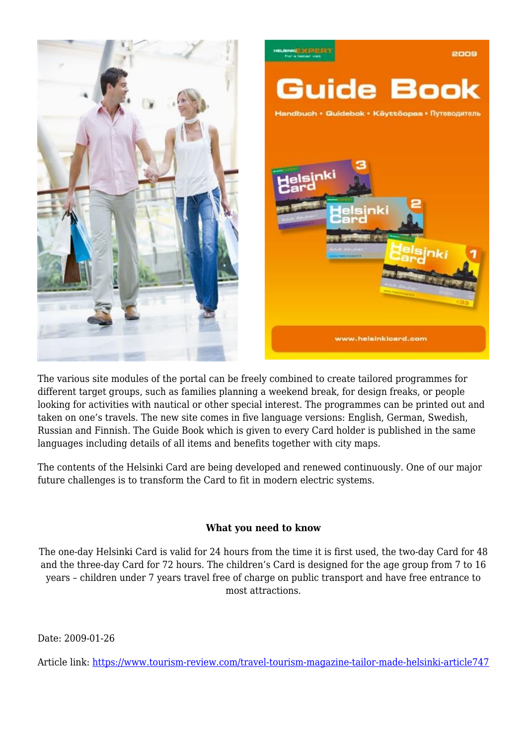The various site modules of the portal can be freely combined to create tailored programmes for different target groups, such as families planning a weekend break, for design freaks, or people looking for activities with nautical or other special interest. The programmes can be printed out and taken on one's travels. The new site comes in five language versions: English, German, Swedish, Russian and Finnish. The Guide Book which is given to every Card holder is published in the same languages including details of all items and benefits together with city maps.

The contents of the Helsinki Card are being developed and renewed continuously. One of our major future challenges is to transform the Card to fit in modern electric systems.

**What you need to know**

The one-day Helsinki Card is valid for 24 hours from the time it is first used, the two-day Card for 48 and the three-day Card for 72 hours. The children's Card is designed for the age group from 7 to 16 years – children under 7 years travel free of charge on public transport and have free entrance to most attractions.

Date: 2009-01-26

Article link: https://www.tourism-review.com/travel-tourism-magazine-tailor-made-helsinki-article747